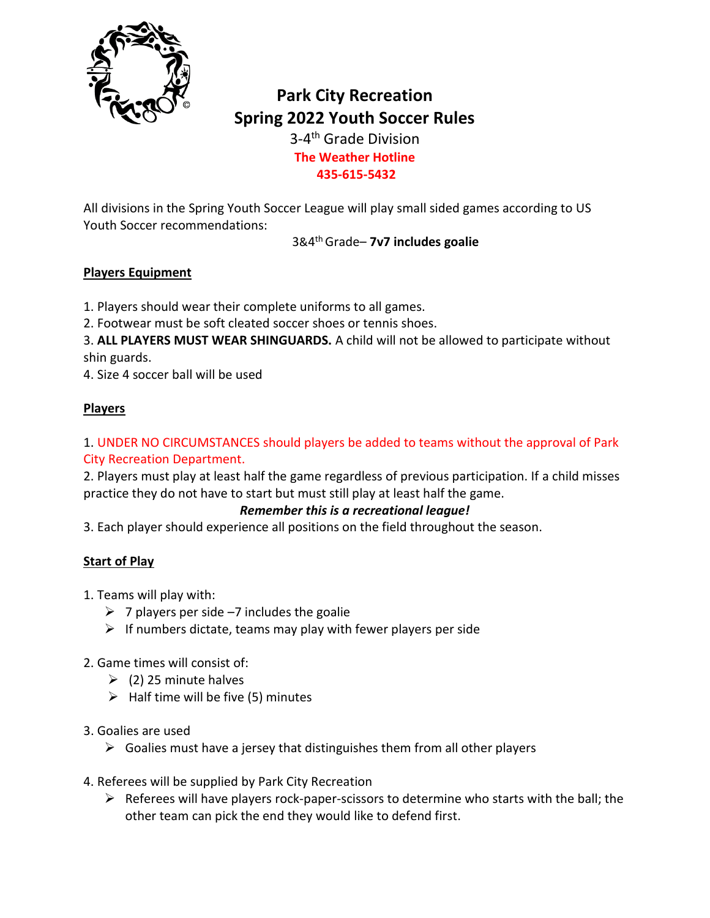# Park City Recreation
# Spring 2022 Youth Soccer Rules

3-4th Grade Division

**The Weather Hotline**

**435-615-5432**

All divisions in the Spring Youth Soccer League will play small sided games according to US Youth Soccer recommendations:

3&4th Grade– **7v7 includes goalie**

**Players Equipment**

1. Players should wear their complete uniforms to all games.
2. Footwear must be soft cleated soccer shoes or tennis shoes.
3. **ALL PLAYERS MUST WEAR SHINGUARDS.** A child will not be allowed to participate without shin guards.
4. Size 4 soccer ball will be used

**Players**

1. UNDER NO CIRCUMSTANCES should players be added to teams without the approval of Park City Recreation Department.
2. Players must play at least half the game regardless of previous participation. If a child misses practice they do not have to start but must still play at least half the game.

***Remember this is a recreational league!***

3. Each player should experience all positions on the field throughout the season.

**Start of Play**

1. Teams will play with:
   - 7 players per side –7 includes the goalie
   - If numbers dictate, teams may play with fewer players per side
2. Game times will consist of:
   - (2) 25 minute halves
   - Half time will be five (5) minutes
3. Goalies are used
   - Goalies must have a jersey that distinguishes them from all other players
4. Referees will be supplied by Park City Recreation
   - Referees will have players rock-paper-scissors to determine who starts with the ball; the other team can pick the end they would like to defend first.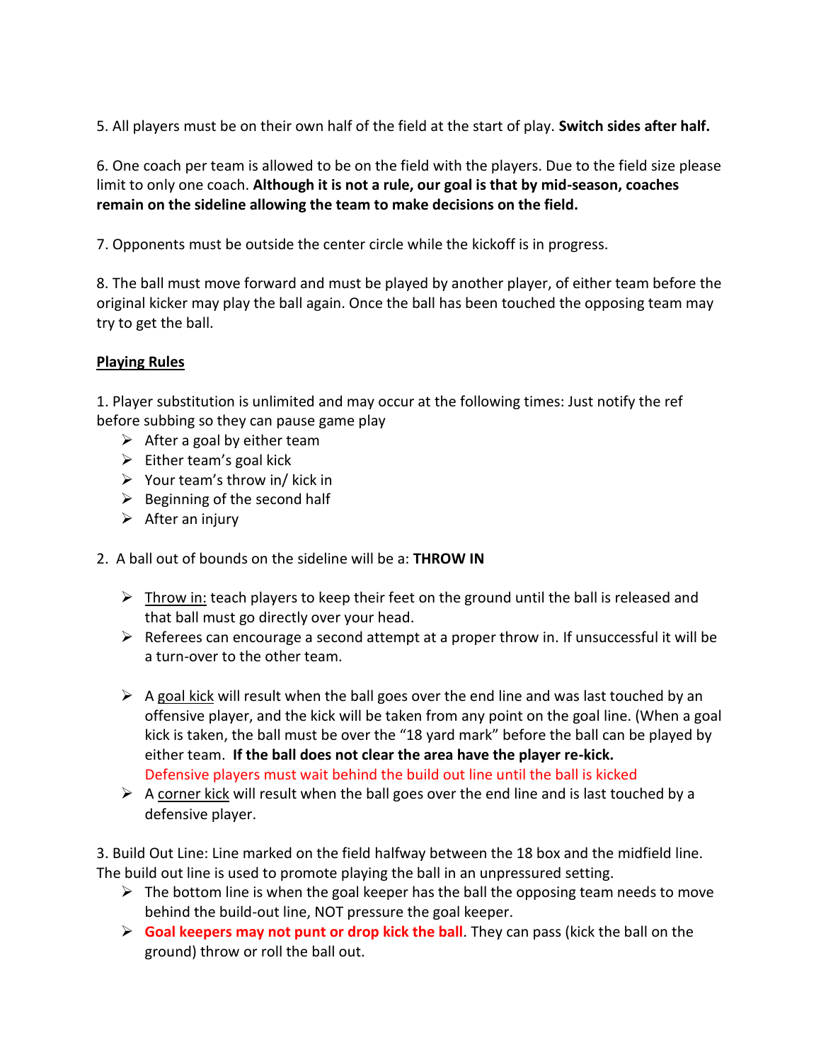5. All players must be on their own half of the field at the start of play. **Switch sides after half.**

6. One coach per team is allowed to be on the field with the players. Due to the field size please limit to only one coach. **Although it is not a rule, our goal is that by mid-season, coaches remain on the sideline allowing the team to make decisions on the field.**

7. Opponents must be outside the center circle while the kickoff is in progress.

8. The ball must move forward and must be played by another player, of either team before the original kicker may play the ball again. Once the ball has been touched the opposing team may try to get the ball.

## Playing Rules

1. Player substitution is unlimited and may occur at the following times: Just notify the ref before subbing so they can pause game play
    - After a goal by either team
    - Either team's goal kick
    - Your team's throw in/ kick in
    - Beginning of the second half
    - After an injury

2. A ball out of bounds on the sideline will be a: **THROW IN**
    - Throw in: teach players to keep their feet on the ground until the ball is released and that ball must go directly over your head.
    - Referees can encourage a second attempt at a proper throw in. If unsuccessful it will be a turn-over to the other team.
    - A goal kick will result when the ball goes over the end line and was last touched by an offensive player, and the kick will be taken from any point on the goal line. (When a goal kick is taken, the ball must be over the "18 yard mark" before the ball can be played by either team. **If the ball does not clear the area have the player re-kick.** Defensive players must wait behind the build out line until the ball is kicked
    - A corner kick will result when the ball goes over the end line and is last touched by a defensive player.

3. Build Out Line: Line marked on the field halfway between the 18 box and the midfield line. The build out line is used to promote playing the ball in an unpressured setting.
    - The bottom line is when the goal keeper has the ball the opposing team needs to move behind the build-out line, NOT pressure the goal keeper.
    - **Goal keepers may not punt or drop kick the ball**. They can pass (kick the ball on the ground) throw or roll the ball out.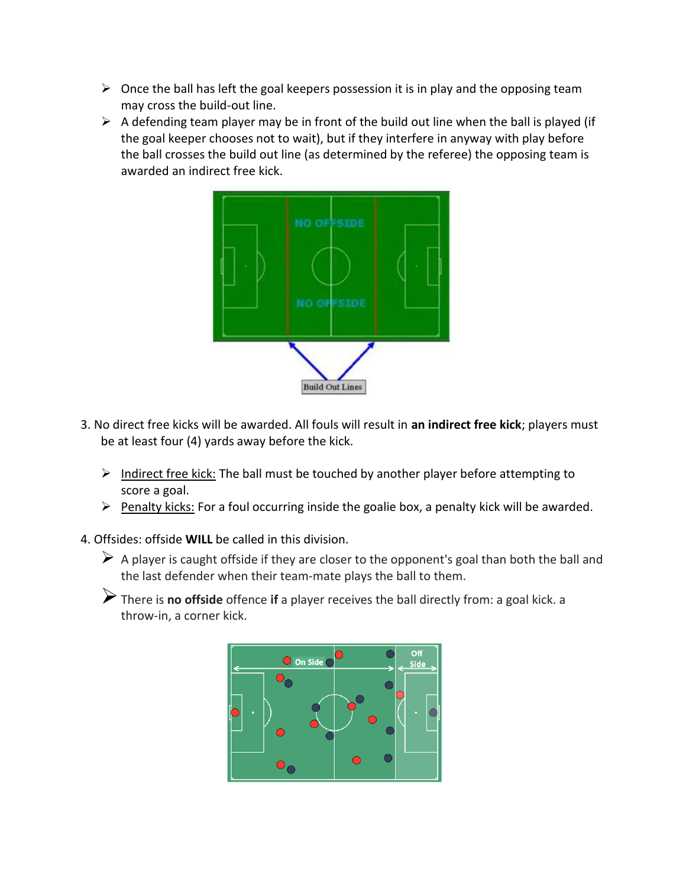- Once the ball has left the goal keepers possession it is in play and the opposing team may cross the build-out line.
- A defending team player may be in front of the build out line when the ball is played (if the goal keeper chooses not to wait), but if they interfere in anyway with play before the ball crosses the build out line (as determined by the referee) the opposing team is awarded an indirect free kick.

3. No direct free kicks will be awarded. All fouls will result in **an indirect free kick**; players must be at least four (4) yards away before the kick.

   - Indirect free kick: The ball must be touched by another player before attempting to score a goal.
   - Penalty kicks: For a foul occurring inside the goalie box, a penalty kick will be awarded.

4. Offsides: offside **WILL** be called in this division.
   - A player is caught offside if they are closer to the opponent's goal than both the ball and the last defender when their team-mate plays the ball to them.
   - There is **no offside** offence **if** a player receives the ball directly from: a goal kick. a throw-in, a corner kick.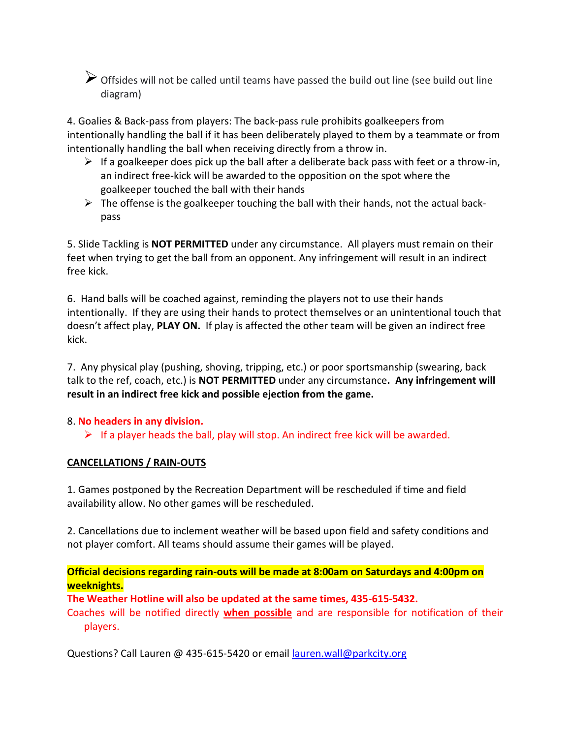- Offsides will not be called until teams have passed the build out line (see build out line diagram)

4. Goalies & Back-pass from players: The back-pass rule prohibits goalkeepers from intentionally handling the ball if it has been deliberately played to them by a teammate or from intentionally handling the ball when receiving directly from a throw in.
   - If a goalkeeper does pick up the ball after a deliberate back pass with feet or a throw-in, an indirect free-kick will be awarded to the opposition on the spot where the goalkeeper touched the ball with their hands
   - The offense is the goalkeeper touching the ball with their hands, not the actual back-pass

5. Slide Tackling is **NOT PERMITTED** under any circumstance. All players must remain on their feet when trying to get the ball from an opponent. Any infringement will result in an indirect free kick.

6. Hand balls will be coached against, reminding the players not to use their hands intentionally. If they are using their hands to protect themselves or an unintentional touch that doesn't affect play, **PLAY ON.** If play is affected the other team will be given an indirect free kick.

7. Any physical play (pushing, shoving, tripping, etc.) or poor sportsmanship (swearing, back talk to the ref, coach, etc.) is **NOT PERMITTED** under any circumstance**. Any infringement will result in an indirect free kick and possible ejection from the game.**

8. **No headers in any division.**
   - If a player heads the ball, play will stop. An indirect free kick will be awarded.

**CANCELLATIONS / RAIN-OUTS**

1. Games postponed by the Recreation Department will be rescheduled if time and field availability allow. No other games will be rescheduled.

2. Cancellations due to inclement weather will be based upon field and safety conditions and not player comfort. All teams should assume their games will be played.

**Official decisions regarding rain-outs will be made at 8:00am on Saturdays and 4:00pm on weeknights.**

**The Weather Hotline will also be updated at the same times, 435-615-5432.**

Coaches will be notified directly **when possible** and are responsible for notification of their players.

Questions? Call Lauren @ 435-615-5420 or email lauren.wall@parkcity.org